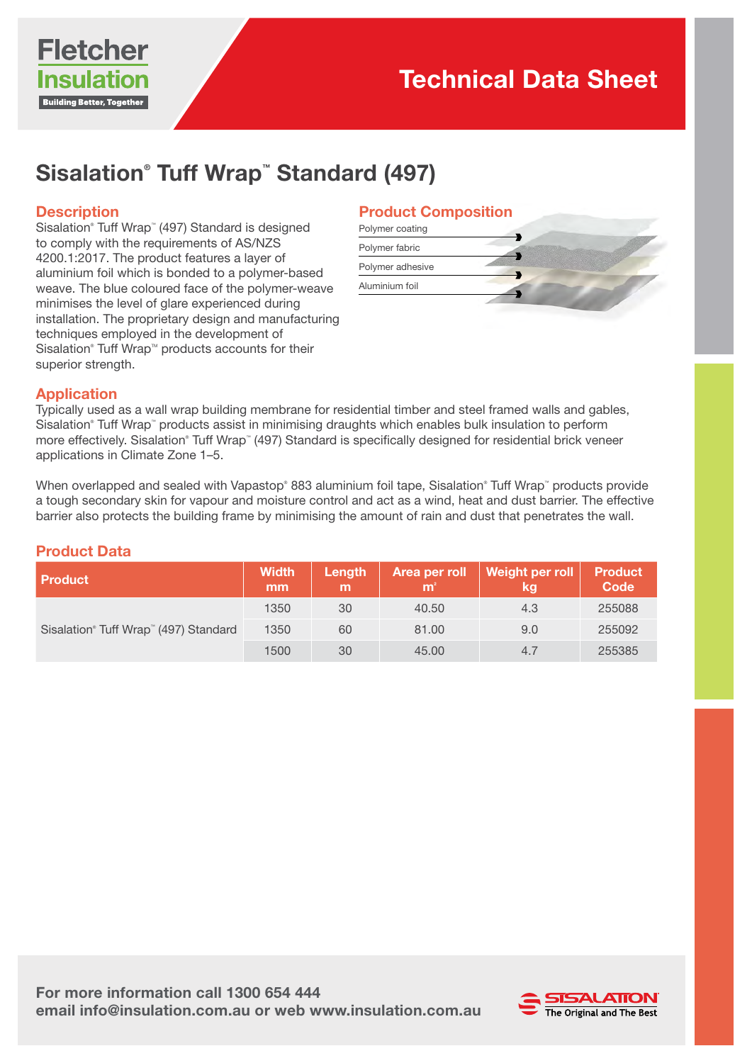Fletcher Insulation

Building Better, Together

# Technical Data Sheet

## Sisalation® Tuff Wrap™ Standard (497)

### Description

Sisalation® Tuff Wrap™ (497) Standard is designed to comply with the requirements of AS/NZS 4200.1:2017. The product features a layer of aluminium foil which is bonded to a polymer-based weave. The blue coloured face of the polymer-weave minimises the level of glare experienced during installation. The proprietary design and manufacturing techniques employed in the development of Sisalation® Tuff Wrap™ products accounts for their superior strength.

### Product Composition

- Polymer coating
- Polymer fabric
- Polymer adhesive
- Aluminium foil

### Application

Typically used as a wall wrap building membrane for residential timber and steel framed walls and gables, Sisalation® Tuff Wrap™ products assist in minimising draughts which enables bulk insulation to perform more effectively. Sisalation® Tuff Wrap™ (497) Standard is specifically designed for residential brick veneer applications in Climate Zone 1–5.

When overlapped and sealed with Vapastop® 883 aluminium foil tape, Sisalation® Tuff Wrap™ products provide a tough secondary skin for vapour and moisture control and act as a wind, heat and dust barrier. The effective barrier also protects the building frame by minimising the amount of rain and dust that penetrates the wall.

### Product Data

| Product | Width mm | Length m | Area per roll m² | Weight per roll kg | Product Code |
|---|---|---|---|---|---|
| Sisalation® Tuff Wrap™ (497) Standard | 1350 | 30 | 40.50 | 4.3 | 255088 |
| | 1350 | 60 | 81.00 | 9.0 | 255092 |
| | 1500 | 30 | 45.00 | 4.7 | 255385 |

**For more information call 1300 654 444**
**email info@insulation.com.au or web www.insulation.com.au**

SISALATION® The Original and The Best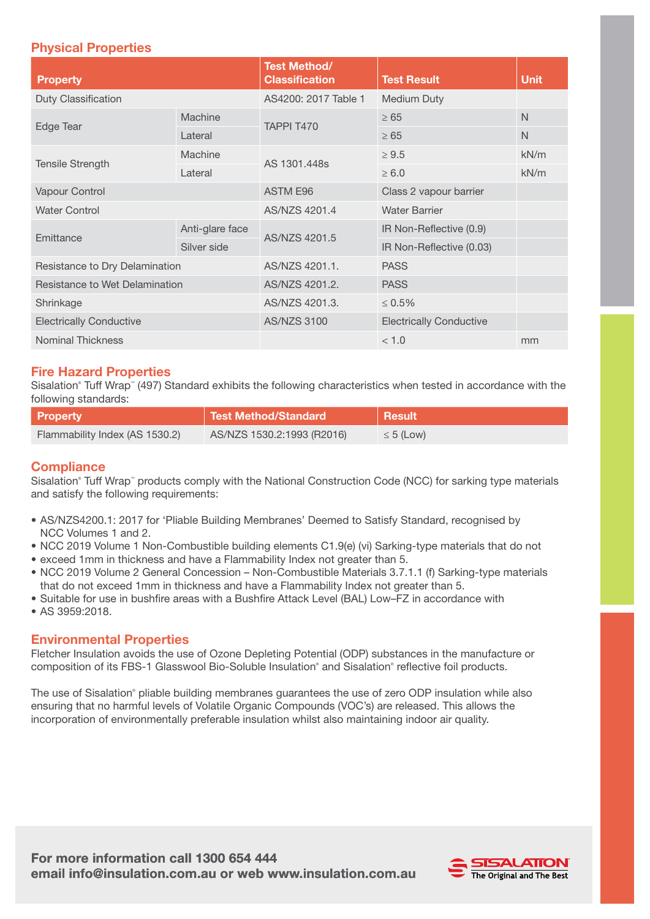## Physical Properties

| Property | | Test Method/ Classification | Test Result | Unit |
|---|---|---|---|---|
| Duty Classification | | AS4200: 2017 Table 1 | Medium Duty | |
| Edge Tear | Machine | TAPPI T470 | ≥ 65 | N |
| | Lateral | | ≥ 65 | N |
| Tensile Strength | Machine | AS 1301.448s | ≥ 9.5 | kN/m |
| | Lateral | | ≥ 6.0 | kN/m |
| Vapour Control | | ASTM E96 | Class 2 vapour barrier | |
| Water Control | | AS/NZS 4201.4 | Water Barrier | |
| Emittance | Anti-glare face | AS/NZS 4201.5 | IR Non-Reflective (0.9) | |
| | Silver side | | IR Non-Reflective (0.03) | |
| Resistance to Dry Delamination | | AS/NZS 4201.1. | PASS | |
| Resistance to Wet Delamination | | AS/NZS 4201.2. | PASS | |
| Shrinkage | | AS/NZS 4201.3. | ≤ 0.5% | |
| Electrically Conductive | | AS/NZS 3100 | Electrically Conductive | |
| Nominal Thickness | | | < 1.0 | mm |

## Fire Hazard Properties

Sisalation® Tuff Wrap™ (497) Standard exhibits the following characteristics when tested in accordance with the following standards:

| Property | Test Method/Standard | Result |
|---|---|---|
| Flammability Index (AS 1530.2) | AS/NZS 1530.2:1993 (R2016) | ≤ 5 (Low) |

## Compliance

Sisalation® Tuff Wrap™ products comply with the National Construction Code (NCC) for sarking type materials and satisfy the following requirements:

- AS/NZS4200.1: 2017 for 'Pliable Building Membranes' Deemed to Satisfy Standard, recognised by NCC Volumes 1 and 2.
- NCC 2019 Volume 1 Non-Combustible building elements C1.9(e) (vi) Sarking-type materials that do not
- exceed 1mm in thickness and have a Flammability Index not greater than 5.
- NCC 2019 Volume 2 General Concession – Non-Combustible Materials 3.7.1.1 (f) Sarking-type materials that do not exceed 1mm in thickness and have a Flammability Index not greater than 5.
- Suitable for use in bushfire areas with a Bushfire Attack Level (BAL) Low–FZ in accordance with
- AS 3959:2018.

## Environmental Properties

Fletcher Insulation avoids the use of Ozone Depleting Potential (ODP) substances in the manufacture or composition of its FBS-1 Glasswool Bio-Soluble Insulation® and Sisalation® reflective foil products.

The use of Sisalation® pliable building membranes guarantees the use of zero ODP insulation while also ensuring that no harmful levels of Volatile Organic Compounds (VOC's) are released. This allows the incorporation of environmentally preferable insulation whilst also maintaining indoor air quality.

**For more information call 1300 654 444**
**email info@insulation.com.au or web www.insulation.com.au**

SISALATION® The Original and The Best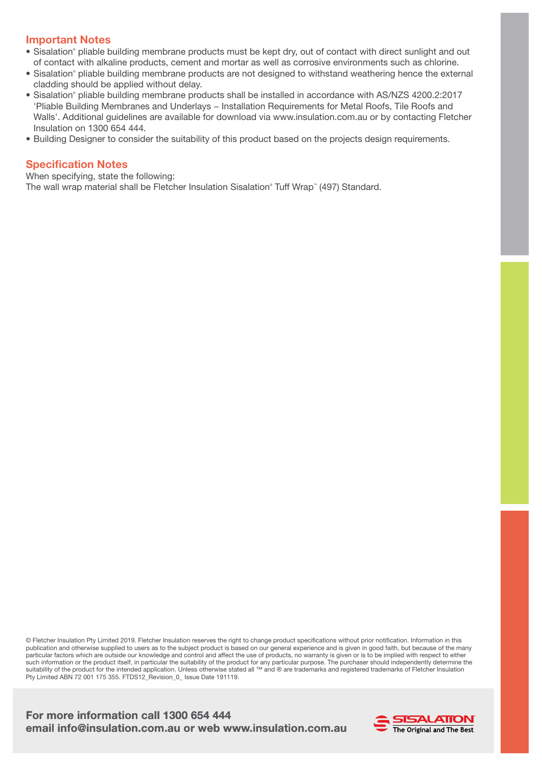## Important Notes

- Sisalation® pliable building membrane products must be kept dry, out of contact with direct sunlight and out of contact with alkaline products, cement and mortar as well as corrosive environments such as chlorine.
- Sisalation® pliable building membrane products are not designed to withstand weathering hence the external cladding should be applied without delay.
- Sisalation® pliable building membrane products shall be installed in accordance with AS/NZS 4200.2:2017 'Pliable Building Membranes and Underlays – Installation Requirements for Metal Roofs, Tile Roofs and Walls'. Additional guidelines are available for download via www.insulation.com.au or by contacting Fletcher Insulation on 1300 654 444.
- Building Designer to consider the suitability of this product based on the projects design requirements.

## Specification Notes

When specifying, state the following:
The wall wrap material shall be Fletcher Insulation Sisalation® Tuff Wrap™ (497) Standard.

© Fletcher Insulation Pty Limited 2019. Fletcher Insulation reserves the right to change product specifications without prior notification. Information in this publication and otherwise supplied to users as to the subject product is based on our general experience and is given in good faith, but because of the many particular factors which are outside our knowledge and control and affect the use of products, no warranty is given or is to be implied with respect to either such information or the product itself, in particular the suitability of the product for any particular purpose. The purchaser should independently determine the suitability of the product for the intended application. Unless otherwise stated all ™ and ® are trademarks and registered trademarks of Fletcher Insulation Pty Limited ABN 72 001 175 355. FTDS12_Revision_0_ Issue Date 191119.

**For more information call 1300 654 444**
**email info@insulation.com.au or web www.insulation.com.au**

SISALATION® The Original and The Best